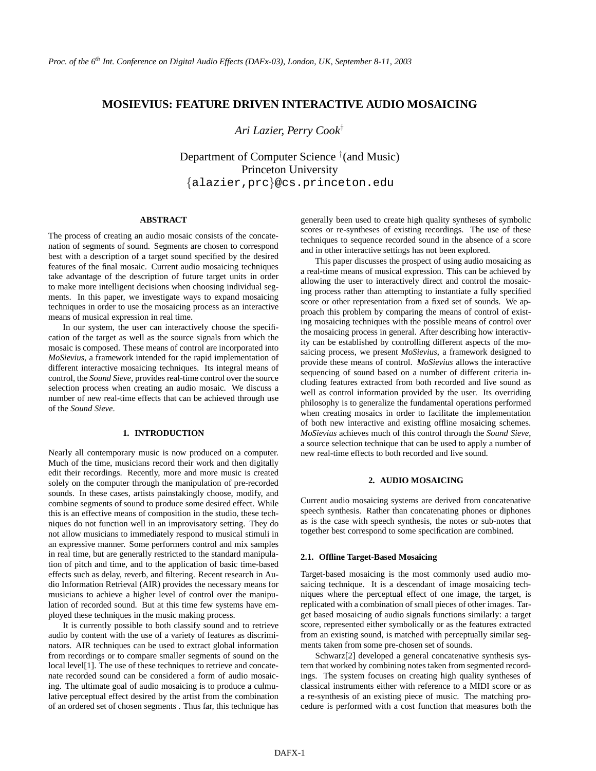# MOSIEVIUS: FEATURE DRIVEN INTERACTIVE AUDIO MOSAICING

*Ari Lazier, Perry Cook*[†]

Department of Computer Science [†](and Music)
Princeton University
{alazier,prc}@cs.princeton.edu

## ABSTRACT

The process of creating an audio mosaic consists of the concatenation of segments of sound. Segments are chosen to correspond best with a description of a target sound specified by the desired features of the final mosaic. Current audio mosaicing techniques take advantage of the description of future target units in order to make more intelligent decisions when choosing individual segments. In this paper, we investigate ways to expand mosaicing techniques in order to use the mosaicing process as an interactive means of musical expression in real time.

In our system, the user can interactively choose the specification of the target as well as the source signals from which the mosaic is composed. These means of control are incorporated into *MoSievius*, a framework intended for the rapid implementation of different interactive mosaicing techniques. Its integral means of control, the *Sound Sieve*, provides real-time control over the source selection process when creating an audio mosaic. We discuss a number of new real-time effects that can be achieved through use of the *Sound Sieve*.

## 1. INTRODUCTION

Nearly all contemporary music is now produced on a computer. Much of the time, musicians record their work and then digitally edit their recordings. Recently, more and more music is created solely on the computer through the manipulation of pre-recorded sounds. In these cases, artists painstakingly choose, modify, and combine segments of sound to produce some desired effect. While this is an effective means of composition in the studio, these techniques do not function well in an improvisatory setting. They do not allow musicians to immediately respond to musical stimuli in an expressive manner. Some performers control and mix samples in real time, but are generally restricted to the standard manipulation of pitch and time, and to the application of basic time-based effects such as delay, reverb, and filtering. Recent research in Audio Information Retrieval (AIR) provides the necessary means for musicians to achieve a higher level of control over the manipulation of recorded sound. But at this time few systems have employed these techniques in the music making process.

It is currently possible to both classify sound and to retrieve audio by content with the use of a variety of features as discriminators. AIR techniques can be used to extract global information from recordings or to compare smaller segments of sound on the local level[1]. The use of these techniques to retrieve and concatenate recorded sound can be considered a form of audio mosaicing. The ultimate goal of audio mosaicing is to produce a culmulative perceptual effect desired by the artist from the combination of an ordered set of chosen segments . Thus far, this technique has generally been used to create high quality syntheses of symbolic scores or re-syntheses of existing recordings. The use of these techniques to sequence recorded sound in the absence of a score and in other interactive settings has not been explored.

This paper discusses the prospect of using audio mosaicing as a real-time means of musical expression. This can be achieved by allowing the user to interactively direct and control the mosaicing process rather than attempting to instantiate a fully specified score or other representation from a fixed set of sounds. We approach this problem by comparing the means of control of existing mosaicing techniques with the possible means of control over the mosaicing process in general. After describing how interactivity can be established by controlling different aspects of the mosaicing process, we present *MoSievius*, a framework designed to provide these means of control. *MoSievius* allows the interactive sequencing of sound based on a number of different criteria including features extracted from both recorded and live sound as well as control information provided by the user. Its overriding philosophy is to generalize the fundamental operations performed when creating mosaics in order to facilitate the implementation of both new interactive and existing offline mosaicing schemes. *MoSievius* achieves much of this control through the *Sound Sieve*, a source selection technique that can be used to apply a number of new real-time effects to both recorded and live sound.

## 2. AUDIO MOSAICING

Current audio mosaicing systems are derived from concatenative speech synthesis. Rather than concatenating phones or diphones as is the case with speech synthesis, the notes or sub-notes that together best correspond to some specification are combined.

### 2.1. Offline Target-Based Mosaicing

Target-based mosaicing is the most commonly used audio mosaicing technique. It is a descendant of image mosaicing techniques where the perceptual effect of one image, the target, is replicated with a combination of small pieces of other images. Target based mosaicing of audio signals functions similarly: a target score, represented either symbolically or as the features extracted from an existing sound, is matched with perceptually similar segments taken from some pre-chosen set of sounds.

Schwarz[2] developed a general concatenative synthesis system that worked by combining notes taken from segmented recordings. The system focuses on creating high quality syntheses of classical instruments either with reference to a MIDI score or as a re-synthesis of an existing piece of music. The matching procedure is performed with a cost function that measures both the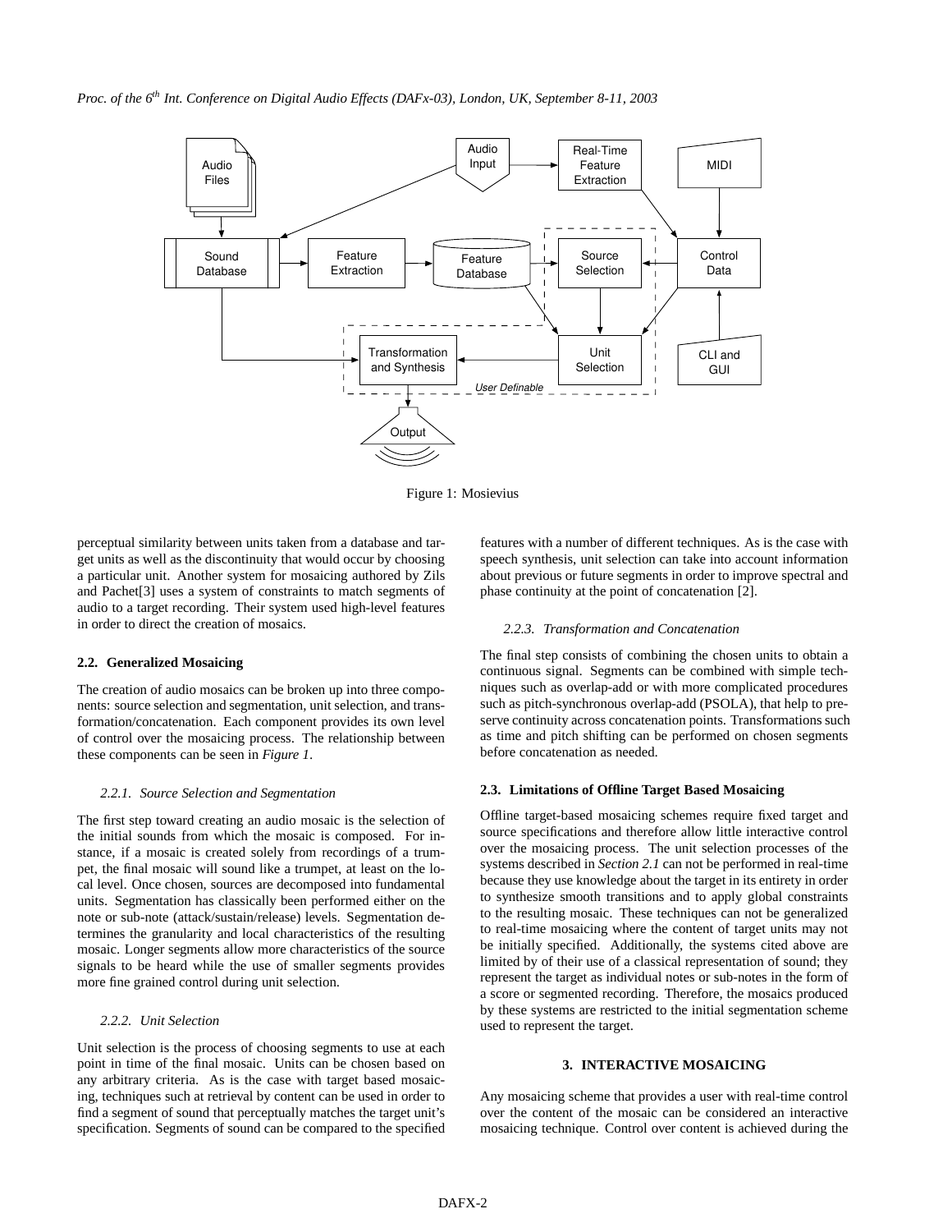Figure 1: Mosievius

perceptual similarity between units taken from a database and target units as well as the discontinuity that would occur by choosing a particular unit. Another system for mosaicing authored by Zils and Pachet[3] uses a system of constraints to match segments of audio to a target recording. Their system used high-level features in order to direct the creation of mosaics.

### 2.2. Generalized Mosaicing

The creation of audio mosaics can be broken up into three components: source selection and segmentation, unit selection, and transformation/concatenation. Each component provides its own level of control over the mosaicing process. The relationship between these components can be seen in *Figure 1*.

#### *2.2.1. Source Selection and Segmentation*

The first step toward creating an audio mosaic is the selection of the initial sounds from which the mosaic is composed. For instance, if a mosaic is created solely from recordings of a trumpet, the final mosaic will sound like a trumpet, at least on the local level. Once chosen, sources are decomposed into fundamental units. Segmentation has classically been performed either on the note or sub-note (attack/sustain/release) levels. Segmentation determines the granularity and local characteristics of the resulting mosaic. Longer segments allow more characteristics of the source signals to be heard while the use of smaller segments provides more fine grained control during unit selection.

#### *2.2.2. Unit Selection*

Unit selection is the process of choosing segments to use at each point in time of the final mosaic. Units can be chosen based on any arbitrary criteria. As is the case with target based mosaicing, techniques such at retrieval by content can be used in order to find a segment of sound that perceptually matches the target unit's specification. Segments of sound can be compared to the specified features with a number of different techniques. As is the case with speech synthesis, unit selection can take into account information about previous or future segments in order to improve spectral and phase continuity at the point of concatenation [2].

#### *2.2.3. Transformation and Concatenation*

The final step consists of combining the chosen units to obtain a continuous signal. Segments can be combined with simple techniques such as overlap-add or with more complicated procedures such as pitch-synchronous overlap-add (PSOLA), that help to preserve continuity across concatenation points. Transformations such as time and pitch shifting can be performed on chosen segments before concatenation as needed.

### 2.3. Limitations of Offline Target Based Mosaicing

Offline target-based mosaicing schemes require fixed target and source specifications and therefore allow little interactive control over the mosaicing process. The unit selection processes of the systems described in *Section 2.1* can not be performed in real-time because they use knowledge about the target in its entirety in order to synthesize smooth transitions and to apply global constraints to the resulting mosaic. These techniques can not be generalized to real-time mosaicing where the content of target units may not be initially specified. Additionally, the systems cited above are limited by of their use of a classical representation of sound; they represent the target as individual notes or sub-notes in the form of a score or segmented recording. Therefore, the mosaics produced by these systems are restricted to the initial segmentation scheme used to represent the target.

## 3. INTERACTIVE MOSAICING

Any mosaicing scheme that provides a user with real-time control over the content of the mosaic can be considered an interactive mosaicing technique. Control over content is achieved during the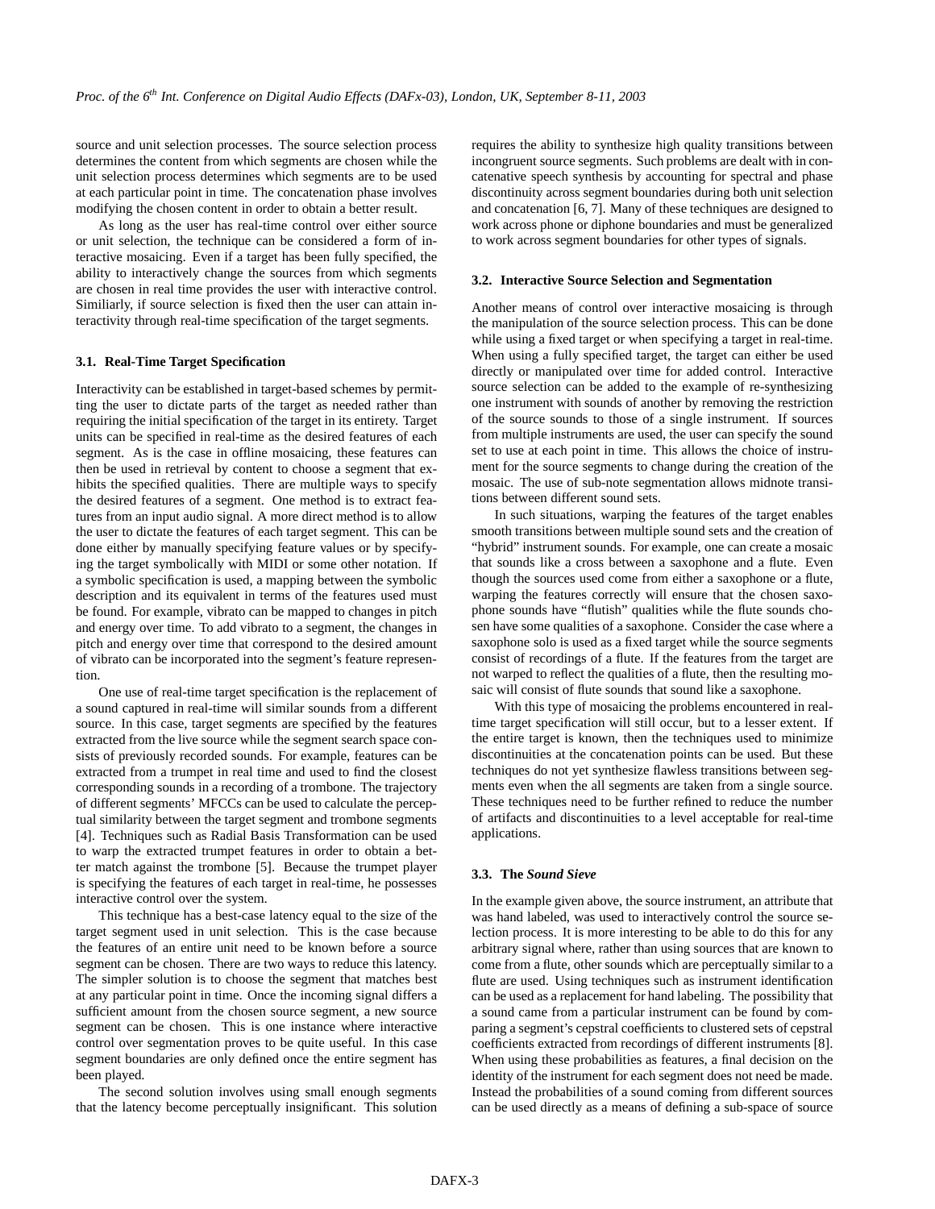source and unit selection processes. The source selection process determines the content from which segments are chosen while the unit selection process determines which segments are to be used at each particular point in time. The concatenation phase involves modifying the chosen content in order to obtain a better result.

As long as the user has real-time control over either source or unit selection, the technique can be considered a form of interactive mosaicing. Even if a target has been fully specified, the ability to interactively change the sources from which segments are chosen in real time provides the user with interactive control. Similiarly, if source selection is fixed then the user can attain interactivity through real-time specification of the target segments.

### 3.1. Real-Time Target Specification

Interactivity can be established in target-based schemes by permitting the user to dictate parts of the target as needed rather than requiring the initial specification of the target in its entirety. Target units can be specified in real-time as the desired features of each segment. As is the case in offline mosaicing, these features can then be used in retrieval by content to choose a segment that exhibits the specified qualities. There are multiple ways to specify the desired features of a segment. One method is to extract features from an input audio signal. A more direct method is to allow the user to dictate the features of each target segment. This can be done either by manually specifying feature values or by specifying the target symbolically with MIDI or some other notation. If a symbolic specification is used, a mapping between the symbolic description and its equivalent in terms of the features used must be found. For example, vibrato can be mapped to changes in pitch and energy over time. To add vibrato to a segment, the changes in pitch and energy over time that correspond to the desired amount of vibrato can be incorporated into the segment's feature representation.

One use of real-time target specification is the replacement of a sound captured in real-time will similar sounds from a different source. In this case, target segments are specified by the features extracted from the live source while the segment search space consists of previously recorded sounds. For example, features can be extracted from a trumpet in real time and used to find the closest corresponding sounds in a recording of a trombone. The trajectory of different segments' MFCCs can be used to calculate the perceptual similarity between the target segment and trombone segments [4]. Techniques such as Radial Basis Transformation can be used to warp the extracted trumpet features in order to obtain a better match against the trombone [5]. Because the trumpet player is specifying the features of each target in real-time, he possesses interactive control over the system.

This technique has a best-case latency equal to the size of the target segment used in unit selection. This is the case because the features of an entire unit need to be known before a source segment can be chosen. There are two ways to reduce this latency. The simpler solution is to choose the segment that matches best at any particular point in time. Once the incoming signal differs a sufficient amount from the chosen source segment, a new source segment can be chosen. This is one instance where interactive control over segmentation proves to be quite useful. In this case segment boundaries are only defined once the entire segment has been played.

The second solution involves using small enough segments that the latency become perceptually insignificant. This solution requires the ability to synthesize high quality transitions between incongruent source segments. Such problems are dealt with in concatenative speech synthesis by accounting for spectral and phase discontinuity across segment boundaries during both unit selection and concatenation [6, 7]. Many of these techniques are designed to work across phone or diphone boundaries and must be generalized to work across segment boundaries for other types of signals.

### 3.2. Interactive Source Selection and Segmentation

Another means of control over interactive mosaicing is through the manipulation of the source selection process. This can be done while using a fixed target or when specifying a target in real-time. When using a fully specified target, the target can either be used directly or manipulated over time for added control. Interactive source selection can be added to the example of re-synthesizing one instrument with sounds of another by removing the restriction of the source sounds to those of a single instrument. If sources from multiple instruments are used, the user can specify the sound set to use at each point in time. This allows the choice of instrument for the source segments to change during the creation of the mosaic. The use of sub-note segmentation allows midnote transitions between different sound sets.

In such situations, warping the features of the target enables smooth transitions between multiple sound sets and the creation of "hybrid" instrument sounds. For example, one can create a mosaic that sounds like a cross between a saxophone and a flute. Even though the sources used come from either a saxophone or a flute, warping the features correctly will ensure that the chosen saxophone sounds have "flutish" qualities while the flute sounds chosen have some qualities of a saxophone. Consider the case where a saxophone solo is used as a fixed target while the source segments consist of recordings of a flute. If the features from the target are not warped to reflect the qualities of a flute, then the resulting mosaic will consist of flute sounds that sound like a saxophone.

With this type of mosaicing the problems encountered in real-time target specification will still occur, but to a lesser extent. If the entire target is known, then the techniques used to minimize discontinuities at the concatenation points can be used. But these techniques do not yet synthesize flawless transitions between segments even when the all segments are taken from a single source. These techniques need to be further refined to reduce the number of artifacts and discontinuities to a level acceptable for real-time applications.

### 3.3. The *Sound Sieve*

In the example given above, the source instrument, an attribute that was hand labeled, was used to interactively control the source selection process. It is more interesting to be able to do this for any arbitrary signal where, rather than using sources that are known to come from a flute, other sounds which are perceptually similar to a flute are used. Using techniques such as instrument identification can be used as a replacement for hand labeling. The possibility that a sound came from a particular instrument can be found by comparing a segment's cepstral coefficients to clustered sets of cepstral coefficients extracted from recordings of different instruments [8]. When using these probabilities as features, a final decision on the identity of the instrument for each segment does not need be made. Instead the probabilities of a sound coming from different sources can be used directly as a means of defining a sub-space of source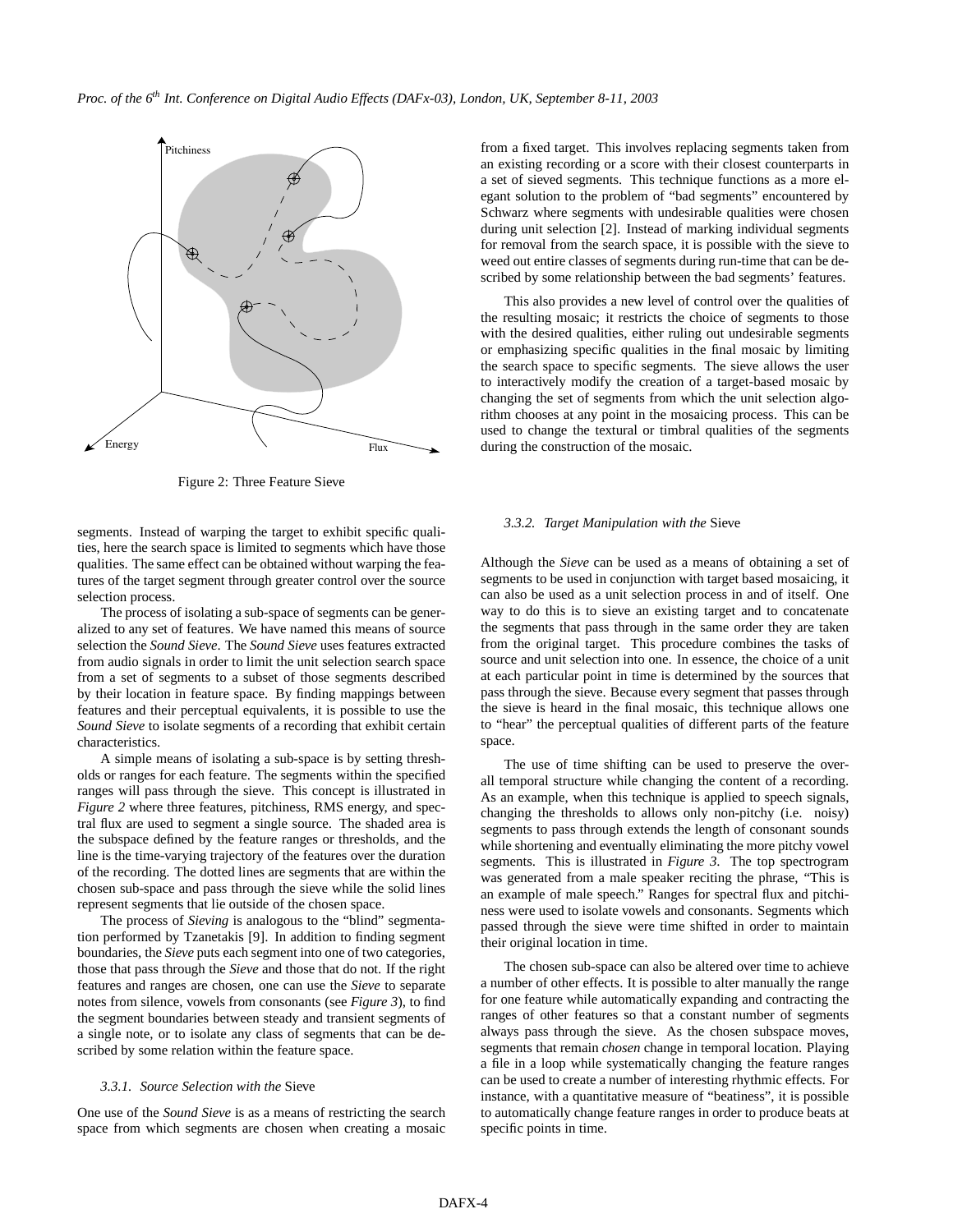Figure 2: Three Feature Sieve

segments. Instead of warping the target to exhibit specific qualities, here the search space is limited to segments which have those qualities. The same effect can be obtained without warping the features of the target segment through greater control over the source selection process.

The process of isolating a sub-space of segments can be generalized to any set of features. We have named this means of source selection the *Sound Sieve*. The *Sound Sieve* uses features extracted from audio signals in order to limit the unit selection search space from a set of segments to a subset of those segments described by their location in feature space. By finding mappings between features and their perceptual equivalents, it is possible to use the *Sound Sieve* to isolate segments of a recording that exhibit certain characteristics.

A simple means of isolating a sub-space is by setting thresholds or ranges for each feature. The segments within the specified ranges will pass through the sieve. This concept is illustrated in *Figure 2* where three features, pitchiness, RMS energy, and spectral flux are used to segment a single source. The shaded area is the subspace defined by the feature ranges or thresholds, and the line is the time-varying trajectory of the features over the duration of the recording. The dotted lines are segments that are within the chosen sub-space and pass through the sieve while the solid lines represent segments that lie outside of the chosen space.

The process of *Sieving* is analogous to the "blind" segmentation performed by Tzanetakis [9]. In addition to finding segment boundaries, the *Sieve* puts each segment into one of two categories, those that pass through the *Sieve* and those that do not. If the right features and ranges are chosen, one can use the *Sieve* to separate notes from silence, vowels from consonants (see *Figure 3*), to find the segment boundaries between steady and transient segments of a single note, or to isolate any class of segments that can be described by some relation within the feature space.

#### *3.3.1. Source Selection with the* Sieve

One use of the *Sound Sieve* is as a means of restricting the search space from which segments are chosen when creating a mosaic from a fixed target. This involves replacing segments taken from an existing recording or a score with their closest counterparts in a set of sieved segments. This technique functions as a more elegant solution to the problem of "bad segments" encountered by Schwarz where segments with undesirable qualities were chosen during unit selection [2]. Instead of marking individual segments for removal from the search space, it is possible with the sieve to weed out entire classes of segments during run-time that can be described by some relationship between the bad segments' features.

This also provides a new level of control over the qualities of the resulting mosaic; it restricts the choice of segments to those with the desired qualities, either ruling out undesirable segments or emphasizing specific qualities in the final mosaic by limiting the search space to specific segments. The sieve allows the user to interactively modify the creation of a target-based mosaic by changing the set of segments from which the unit selection algorithm chooses at any point in the mosaicing process. This can be used to change the textural or timbral qualities of the segments during the construction of the mosaic.

#### *3.3.2. Target Manipulation with the* Sieve

Although the *Sieve* can be used as a means of obtaining a set of segments to be used in conjunction with target based mosaicing, it can also be used as a unit selection process in and of itself. One way to do this is to sieve an existing target and to concatenate the segments that pass through in the same order they are taken from the original target. This procedure combines the tasks of source and unit selection into one. In essence, the choice of a unit at each particular point in time is determined by the sources that pass through the sieve. Because every segment that passes through the sieve is heard in the final mosaic, this technique allows one to "hear" the perceptual qualities of different parts of the feature space.

The use of time shifting can be used to preserve the overall temporal structure while changing the content of a recording. As an example, when this technique is applied to speech signals, changing the thresholds to allows only non-pitchy (i.e. noisy) segments to pass through extends the length of consonant sounds while shortening and eventually eliminating the more pitchy vowel segments. This is illustrated in *Figure 3*. The top spectrogram was generated from a male speaker reciting the phrase, "This is an example of male speech." Ranges for spectral flux and pitchiness were used to isolate vowels and consonants. Segments which passed through the sieve were time shifted in order to maintain their original location in time.

The chosen sub-space can also be altered over time to achieve a number of other effects. It is possible to alter manually the range for one feature while automatically expanding and contracting the ranges of other features so that a constant number of segments always pass through the sieve. As the chosen subspace moves, segments that remain *chosen* change in temporal location. Playing a file in a loop while systematically changing the feature ranges can be used to create a number of interesting rhythmic effects. For instance, with a quantitative measure of "beatiness", it is possible to automatically change feature ranges in order to produce beats at specific points in time.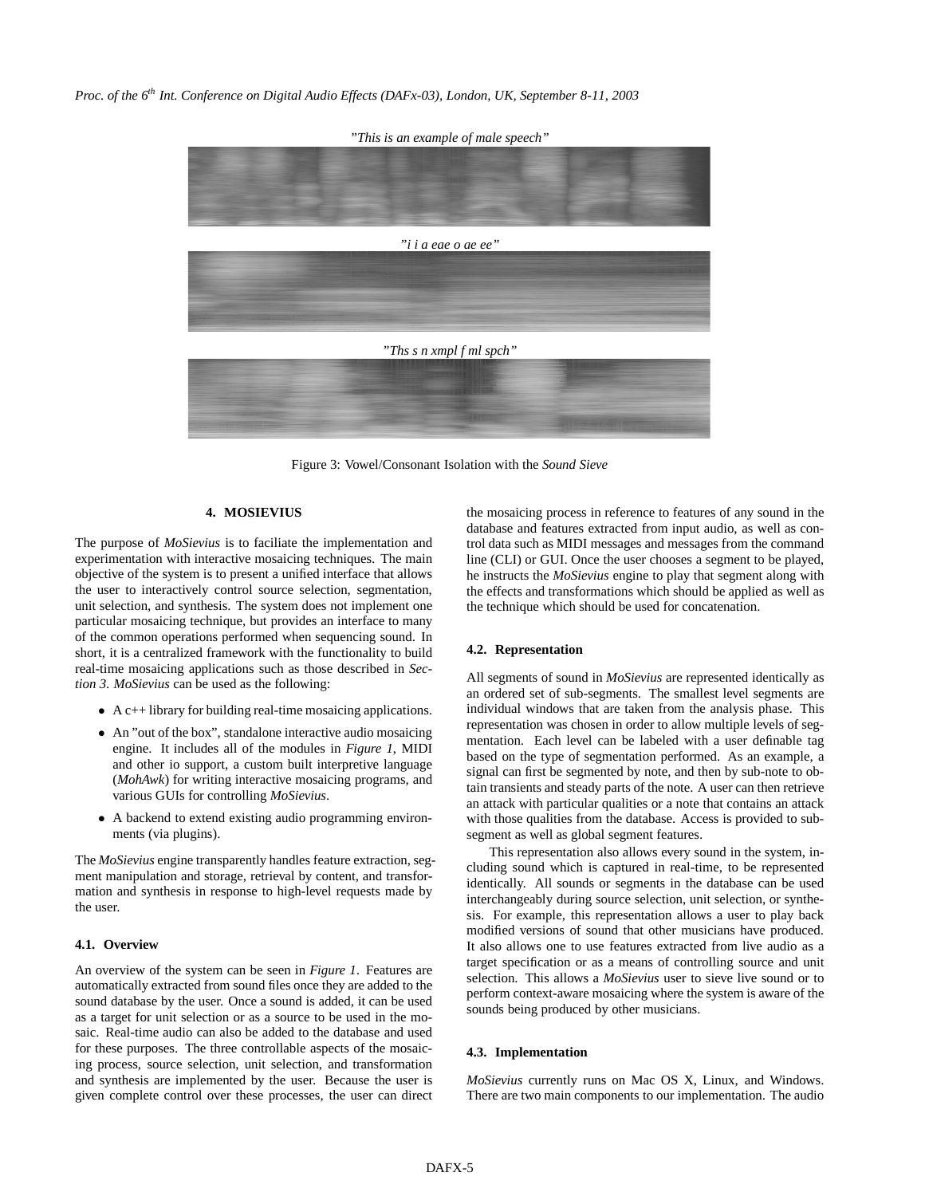"This is an example of male speech"

"i i a eae o ae ee"

"Ths s n xmpl f ml spch"

Figure 3: Vowel/Consonant Isolation with the *Sound Sieve*

## 4. MOSIEVIUS

The purpose of *MoSievius* is to faciliate the implementation and experimentation with interactive mosaicing techniques. The main objective of the system is to present a unified interface that allows the user to interactively control source selection, segmentation, unit selection, and synthesis. The system does not implement one particular mosaicing technique, but provides an interface to many of the common operations performed when sequencing sound. In short, it is a centralized framework with the functionality to build real-time mosaicing applications such as those described in *Section 3*. *MoSievius* can be used as the following:

- A c++ library for building real-time mosaicing applications.
- An "out of the box", standalone interactive audio mosaicing engine. It includes all of the modules in *Figure 1*, MIDI and other io support, a custom built interpretive language (*MohAwk*) for writing interactive mosaicing programs, and various GUIs for controlling *MoSievius*.
- A backend to extend existing audio programming environments (via plugins).

The *MoSievius* engine transparently handles feature extraction, segment manipulation and storage, retrieval by content, and transformation and synthesis in response to high-level requests made by the user.

### 4.1. Overview

An overview of the system can be seen in *Figure 1*. Features are automatically extracted from sound files once they are added to the sound database by the user. Once a sound is added, it can be used as a target for unit selection or as a source to be used in the mosaic. Real-time audio can also be added to the database and used for these purposes. The three controllable aspects of the mosaicing process, source selection, unit selection, and transformation and synthesis are implemented by the user. Because the user is given complete control over these processes, the user can direct the mosaicing process in reference to features of any sound in the database and features extracted from input audio, as well as control data such as MIDI messages and messages from the command line (CLI) or GUI. Once the user chooses a segment to be played, he instructs the *MoSievius* engine to play that segment along with the effects and transformations which should be applied as well as the technique which should be used for concatenation.

### 4.2. Representation

All segments of sound in *MoSievius* are represented identically as an ordered set of sub-segments. The smallest level segments are individual windows that are taken from the analysis phase. This representation was chosen in order to allow multiple levels of segmentation. Each level can be labeled with a user definable tag based on the type of segmentation performed. As an example, a signal can first be segmented by note, and then by sub-note to obtain transients and steady parts of the note. A user can then retrieve an attack with particular qualities or a note that contains an attack with those qualities from the database. Access is provided to subsegment as well as global segment features.

This representation also allows every sound in the system, including sound which is captured in real-time, to be represented identically. All sounds or segments in the database can be used interchangeably during source selection, unit selection, or synthesis. For example, this representation allows a user to play back modified versions of sound that other musicians have produced. It also allows one to use features extracted from live audio as a target specification or as a means of controlling source and unit selection. This allows a *MoSievius* user to sieve live sound or to perform context-aware mosaicing where the system is aware of the sounds being produced by other musicians.

### 4.3. Implementation

*MoSievius* currently runs on Mac OS X, Linux, and Windows. There are two main components to our implementation. The audio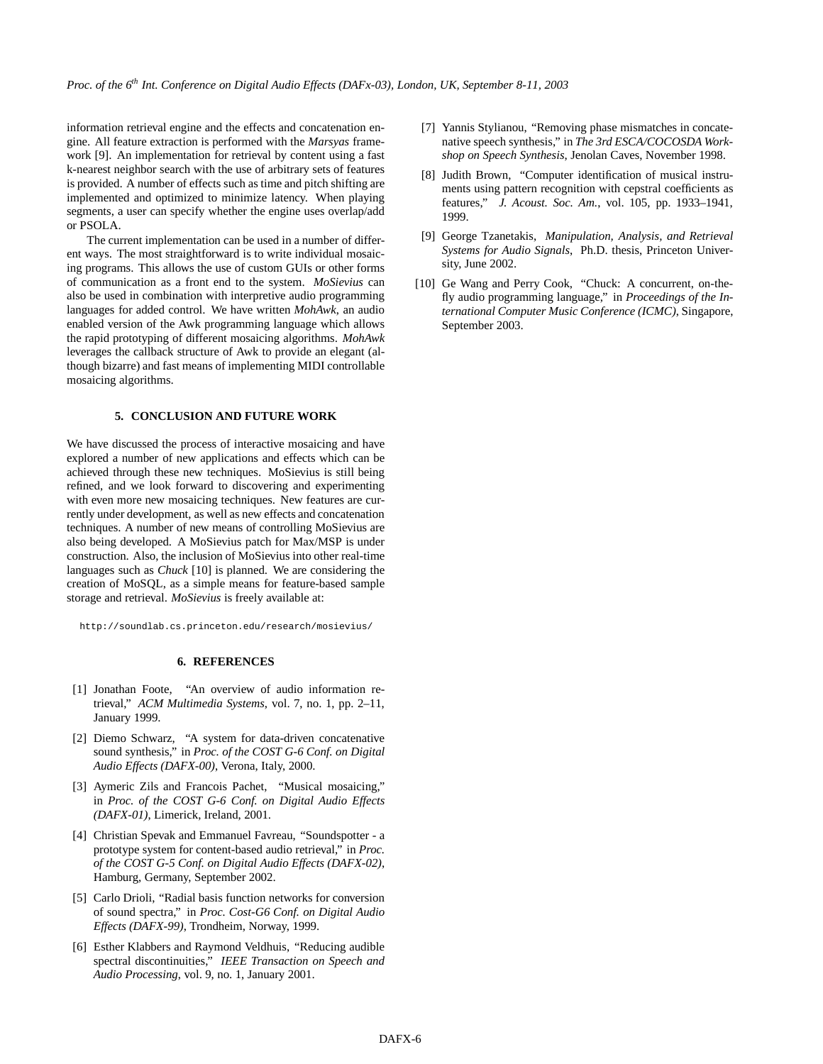information retrieval engine and the effects and concatenation engine. All feature extraction is performed with the *Marsyas* framework [9]. An implementation for retrieval by content using a fast k-nearest neighbor search with the use of arbitrary sets of features is provided. A number of effects such as time and pitch shifting are implemented and optimized to minimize latency. When playing segments, a user can specify whether the engine uses overlap/add or PSOLA.

The current implementation can be used in a number of different ways. The most straightforward is to write individual mosaicing programs. This allows the use of custom GUIs or other forms of communication as a front end to the system. *MoSievius* can also be used in combination with interpretive audio programming languages for added control. We have written *MohAwk*, an audio enabled version of the Awk programming language which allows the rapid prototyping of different mosaicing algorithms. *MohAwk* leverages the callback structure of Awk to provide an elegant (although bizarre) and fast means of implementing MIDI controllable mosaicing algorithms.

## 5. CONCLUSION AND FUTURE WORK

We have discussed the process of interactive mosaicing and have explored a number of new applications and effects which can be achieved through these new techniques. MoSievius is still being refined, and we look forward to discovering and experimenting with even more new mosaicing techniques. New features are currently under development, as well as new effects and concatenation techniques. A number of new means of controlling MoSievius are also being developed. A MoSievius patch for Max/MSP is under construction. Also, the inclusion of MoSievius into other real-time languages such as *Chuck* [10] is planned. We are considering the creation of MoSQL, as a simple means for feature-based sample storage and retrieval. *MoSievius* is freely available at:

```
http://soundlab.cs.princeton.edu/research/mosievius/
```

## 6. REFERENCES

[1] Jonathan Foote, "An overview of audio information retrieval," *ACM Multimedia Systems*, vol. 7, no. 1, pp. 2–11, January 1999.

[2] Diemo Schwarz, "A system for data-driven concatenative sound synthesis," in *Proc. of the COST G-6 Conf. on Digital Audio Effects (DAFX-00)*, Verona, Italy, 2000.

[3] Aymeric Zils and Francois Pachet, "Musical mosaicing," in *Proc. of the COST G-6 Conf. on Digital Audio Effects (DAFX-01)*, Limerick, Ireland, 2001.

[4] Christian Spevak and Emmanuel Favreau, "Soundspotter - a prototype system for content-based audio retrieval," in *Proc. of the COST G-5 Conf. on Digital Audio Effects (DAFX-02)*, Hamburg, Germany, September 2002.

[5] Carlo Drioli, "Radial basis function networks for conversion of sound spectra," in *Proc. Cost-G6 Conf. on Digital Audio Effects (DAFX-99)*, Trondheim, Norway, 1999.

[6] Esther Klabbers and Raymond Veldhuis, "Reducing audible spectral discontinuities," *IEEE Transaction on Speech and Audio Processing*, vol. 9, no. 1, January 2001.

[7] Yannis Stylianou, "Removing phase mismatches in concatenative speech synthesis," in *The 3rd ESCA/COCOSDA Workshop on Speech Synthesis*, Jenolan Caves, November 1998.

[8] Judith Brown, "Computer identification of musical instruments using pattern recognition with cepstral coefficients as features," *J. Acoust. Soc. Am.*, vol. 105, pp. 1933–1941, 1999.

[9] George Tzanetakis, *Manipulation, Analysis, and Retrieval Systems for Audio Signals*, Ph.D. thesis, Princeton University, June 2002.

[10] Ge Wang and Perry Cook, "Chuck: A concurrent, on-the-fly audio programming language," in *Proceedings of the International Computer Music Conference (ICMC)*, Singapore, September 2003.